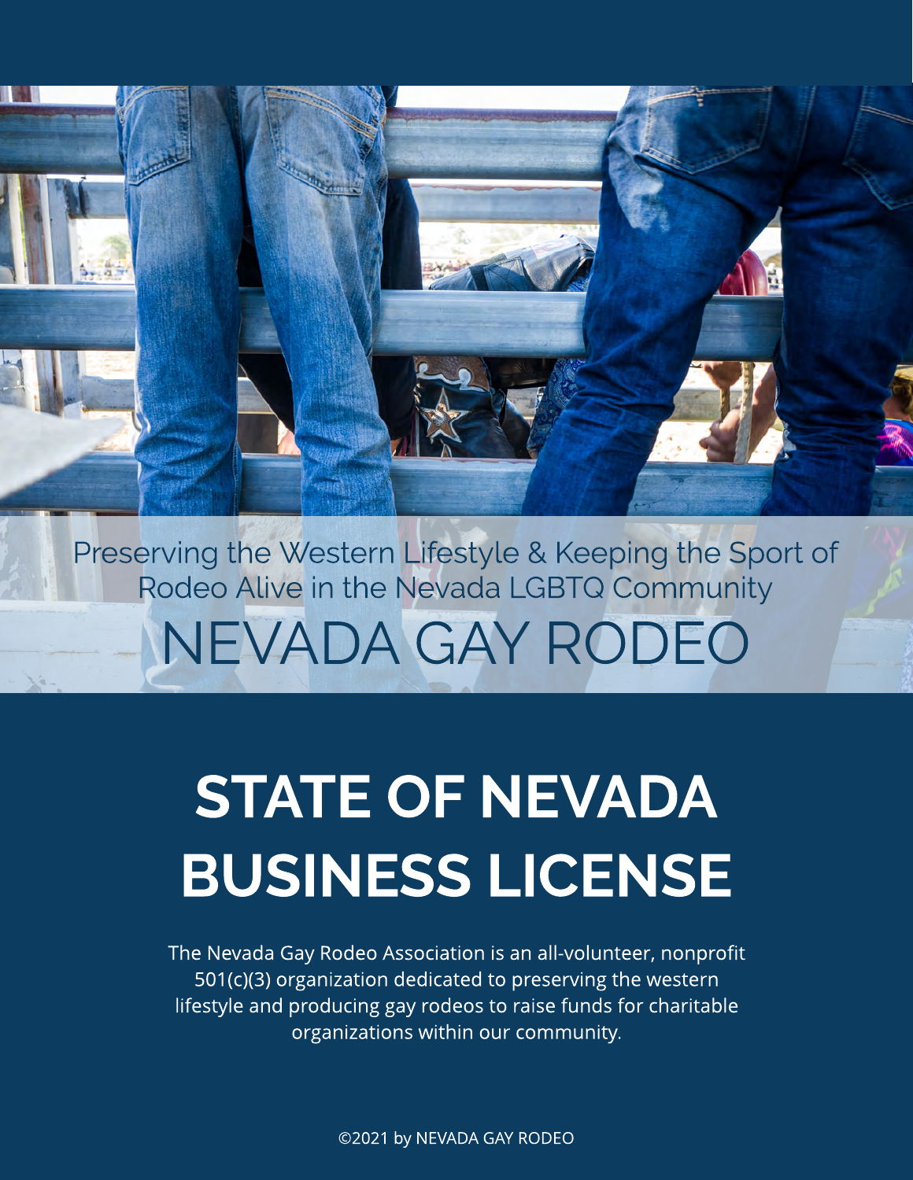Preserving the Western Lifestyle & Keeping the Sport of Rodeo Alive in the Nevada LGBTQ Community

NEVADA GAY RODEO

# STATE OF NEVADA BUSINESS LICENSE

The Nevada Gay Rodeo Association is an all-volunteer, nonprofit 501(c)(3) organization dedicated to preserving the western lifestyle and producing gay rodeos to raise funds for charitable organizations within our community.

©2021 by NEVADA GAY RODEO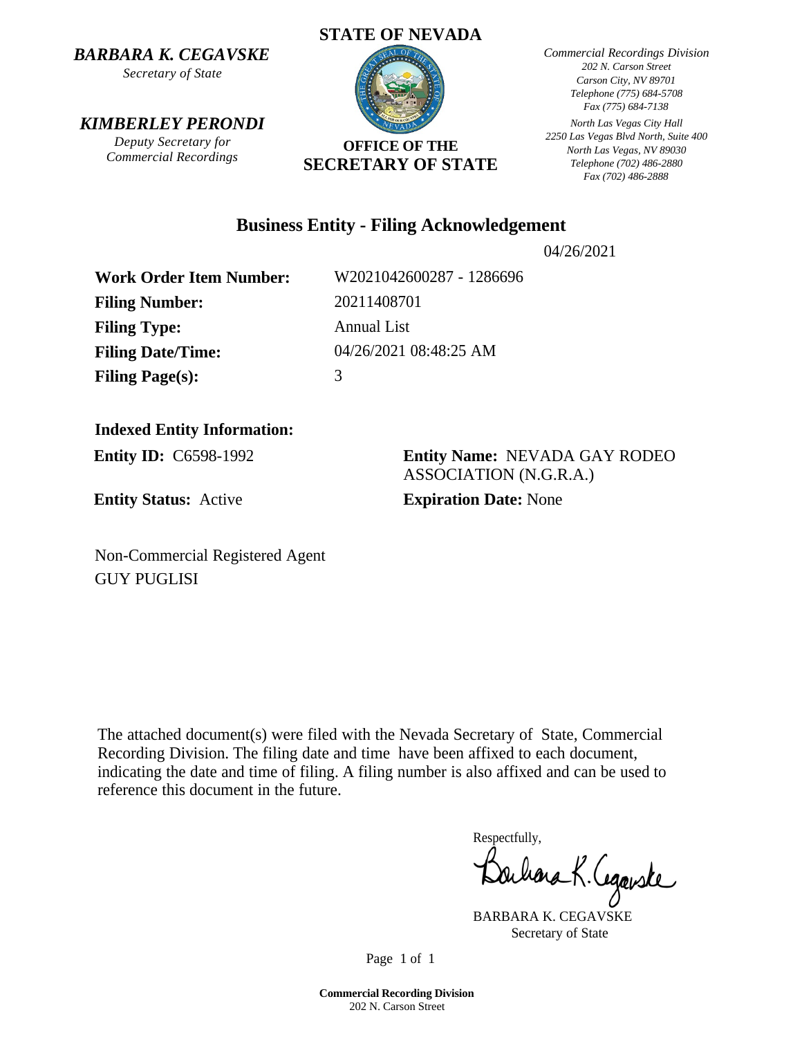**BARBARA K. CEGAVSKE**
*Secretary of State*

**KIMBERLEY PERONDI**
*Deputy Secretary for Commercial Recordings*

**STATE OF NEVADA**

**OFFICE OF THE SECRETARY OF STATE**

*Commercial Recordings Division*
*202 N. Carson Street*
*Carson City, NV 89701*
*Telephone (775) 684-5708*
*Fax (775) 684-7138*

*North Las Vegas City Hall*
*2250 Las Vegas Blvd North, Suite 400*
*North Las Vegas, NV 89030*
*Telephone (702) 486-2880*
*Fax (702) 486-2888*

## Business Entity - Filing Acknowledgement

04/26/2021

**Work Order Item Number:** W2021042600287 - 1286696
**Filing Number:** 20211408701
**Filing Type:** Annual List
**Filing Date/Time:** 04/26/2021 08:48:25 AM
**Filing Page(s):** 3

**Indexed Entity Information:**

**Entity ID:** C6598-1992
**Entity Name:** NEVADA GAY RODEO ASSOCIATION (N.G.R.A.)
**Entity Status:** Active
**Expiration Date:** None

Non-Commercial Registered Agent
GUY PUGLISI

The attached document(s) were filed with the Nevada Secretary of State, Commercial Recording Division. The filing date and time have been affixed to each document, indicating the date and time of filing. A filing number is also affixed and can be used to reference this document in the future.

Respectfully,

BARBARA K. CEGAVSKE
Secretary of State

**Commercial Recording Division**
202 N. Carson Street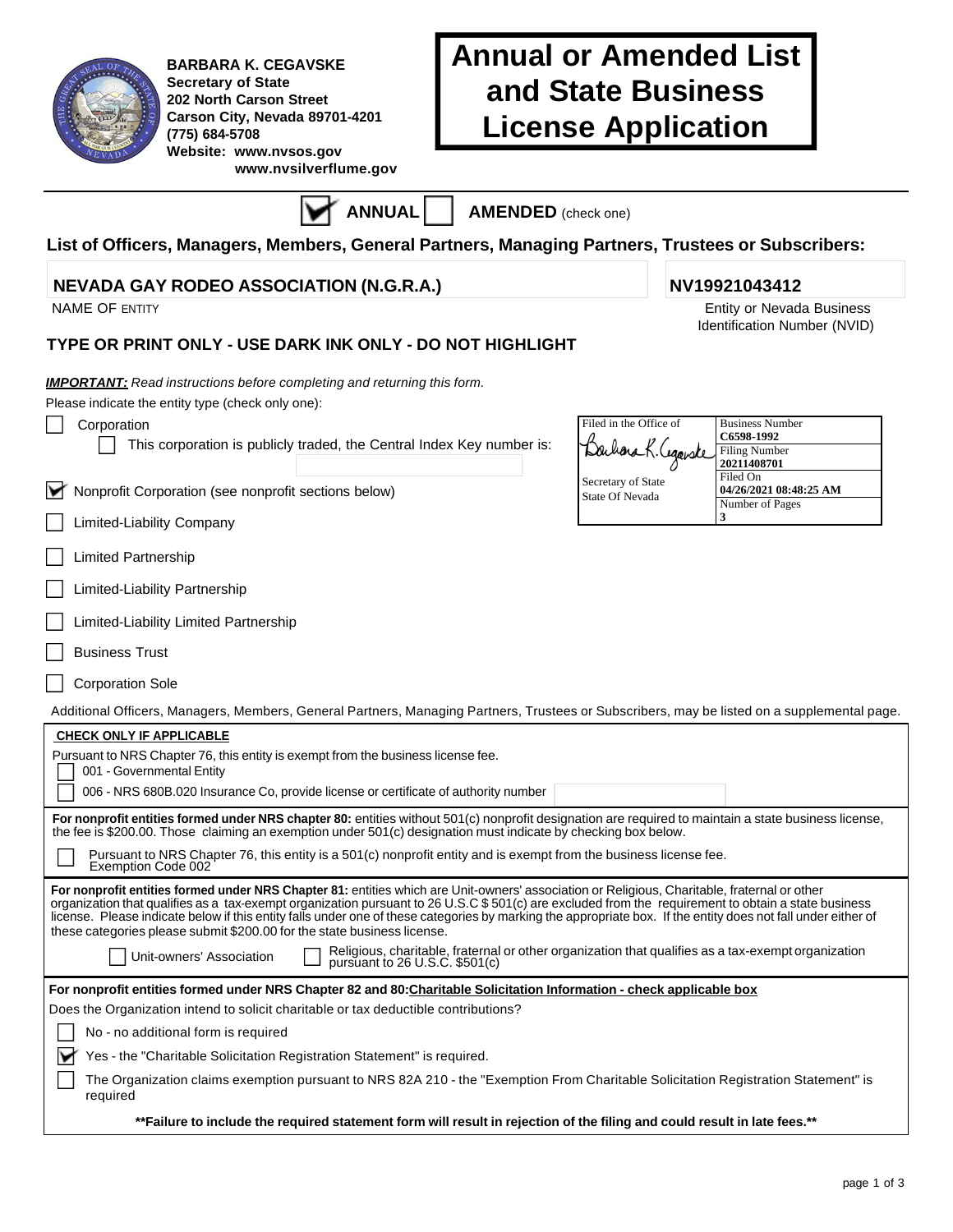BARBARA K. CEGAVSKE
Secretary of State
202 North Carson Street
Carson City, Nevada 89701-4201
(775) 684-5708
Website: www.nvsos.gov
www.nvsilverflume.gov

# Annual or Amended List and State Business License Application

☑ **ANNUAL** ☐ **AMENDED** (check one)

## List of Officers, Managers, Members, General Partners, Managing Partners, Trustees or Subscribers:

**NEVADA GAY RODEO ASSOCIATION (N.G.R.A.)**
NAME OF ENTITY

**NV19921043412**
Entity or Nevada Business Identification Number (NVID)

**TYPE OR PRINT ONLY - USE DARK INK ONLY - DO NOT HIGHLIGHT**

| Filed in the Office of | Business Number C6598-1992 |
| --- | --- |
| Barbara K. Cegavske | Filing Number 20211408701 |
| Secretary of State State Of Nevada | Filed On 04/26/2021 08:48:25 AM |
| | Number of Pages 3 |

***IMPORTANT:*** *Read instructions before completing and returning this form.*

Please indicate the entity type (check only one):

- ☐ Corporation
  - ☐ This corporation is publicly traded, the Central Index Key number is:
- ☑ Nonprofit Corporation (see nonprofit sections below)
- ☐ Limited-Liability Company
- ☐ Limited Partnership
- ☐ Limited-Liability Partnership
- ☐ Limited-Liability Limited Partnership
- ☐ Business Trust
- ☐ Corporation Sole

Additional Officers, Managers, Members, General Partners, Managing Partners, Trustees or Subscribers, may be listed on a supplemental page.

**CHECK ONLY IF APPLICABLE**

Pursuant to NRS Chapter 76, this entity is exempt from the business license fee.

- ☐ 001 - Governmental Entity
- ☐ 006 - NRS 680B.020 Insurance Co, provide license or certificate of authority number

**For nonprofit entities formed under NRS chapter 80:** entities without 501(c) nonprofit designation are required to maintain a state business license, the fee is $200.00. Those claiming an exemption under 501(c) designation must indicate by checking box below.

- ☐ Pursuant to NRS Chapter 76, this entity is a 501(c) nonprofit entity and is exempt from the business license fee. Exemption Code 002

**For nonprofit entities formed under NRS Chapter 81:** entities which are Unit-owners' association or Religious, Charitable, fraternal or other organization that qualifies as a tax-exempt organization pursuant to 26 U.S.C $ 501(c) are excluded from the requirement to obtain a state business license. Please indicate below if this entity falls under one of these categories by marking the appropriate box. If the entity does not fall under either of these categories please submit $200.00 for the state business license.

- ☐ Unit-owners' Association
- ☐ Religious, charitable, fraternal or other organization that qualifies as a tax-exempt organization pursuant to 26 U.S.C. $501(c)

**For nonprofit entities formed under NRS Chapter 82 and 80:Charitable Solicitation Information - check applicable box**

Does the Organization intend to solicit charitable or tax deductible contributions?

- ☐ No - no additional form is required
- ☑ Yes - the "Charitable Solicitation Registration Statement" is required.
- ☐ The Organization claims exemption pursuant to NRS 82A 210 - the "Exemption From Charitable Solicitation Registration Statement" is required

**\*\*Failure to include the required statement form will result in rejection of the filing and could result in late fees.\*\***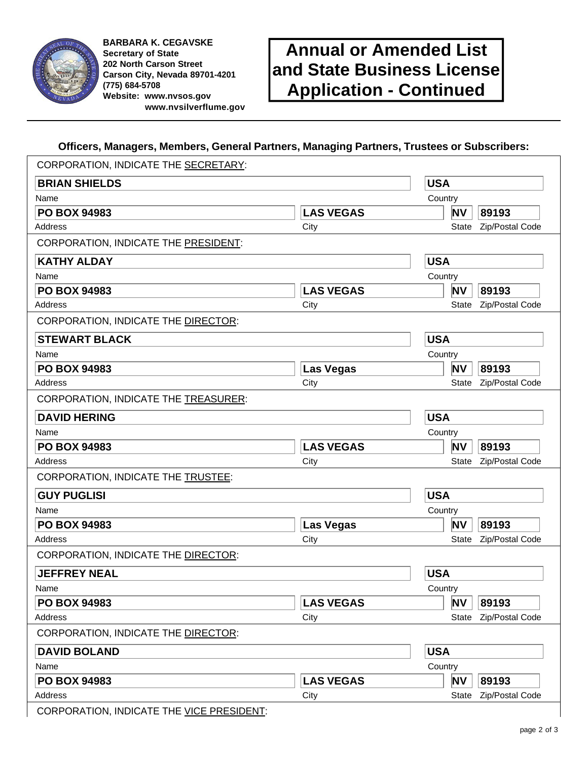**BARBARA K. CEGAVSKE**
**Secretary of State**
**202 North Carson Street**
**Carson City, Nevada 89701-4201**
**(775) 684-5708**
**Website: www.nvsos.gov**
**www.nvsilverflume.gov**

# Annual or Amended List and State Business License Application - Continued

### Officers, Managers, Members, General Partners, Managing Partners, Trustees or Subscribers:

CORPORATION, INDICATE THE SECRETARY:

| Name | Country |
|---|---|
| **BRIAN SHIELDS** | **USA** |

| Address | City | State | Zip/Postal Code |
|---|---|---|---|
| **PO BOX 94983** | **LAS VEGAS** | **NV** | **89193** |

CORPORATION, INDICATE THE PRESIDENT:

| Name | Country |
|---|---|
| **KATHY ALDAY** | **USA** |

| Address | City | State | Zip/Postal Code |
|---|---|---|---|
| **PO BOX 94983** | **LAS VEGAS** | **NV** | **89193** |

CORPORATION, INDICATE THE DIRECTOR:

| Name | Country |
|---|---|
| **STEWART BLACK** | **USA** |

| Address | City | State | Zip/Postal Code |
|---|---|---|---|
| **PO BOX 94983** | **Las Vegas** | **NV** | **89193** |

CORPORATION, INDICATE THE TREASURER:

| Name | Country |
|---|---|
| **DAVID HERING** | **USA** |

| Address | City | State | Zip/Postal Code |
|---|---|---|---|
| **PO BOX 94983** | **LAS VEGAS** | **NV** | **89193** |

CORPORATION, INDICATE THE TRUSTEE:

| Name | Country |
|---|---|
| **GUY PUGLISI** | **USA** |

| Address | City | State | Zip/Postal Code |
|---|---|---|---|
| **PO BOX 94983** | **Las Vegas** | **NV** | **89193** |

CORPORATION, INDICATE THE DIRECTOR:

| Name | Country |
|---|---|
| **JEFFREY NEAL** | **USA** |

| Address | City | State | Zip/Postal Code |
|---|---|---|---|
| **PO BOX 94983** | **LAS VEGAS** | **NV** | **89193** |

CORPORATION, INDICATE THE DIRECTOR:

| Name | Country |
|---|---|
| **DAVID BOLAND** | **USA** |

| Address | City | State | Zip/Postal Code |
|---|---|---|---|
| **PO BOX 94983** | **LAS VEGAS** | **NV** | **89193** |

CORPORATION, INDICATE THE VICE PRESIDENT: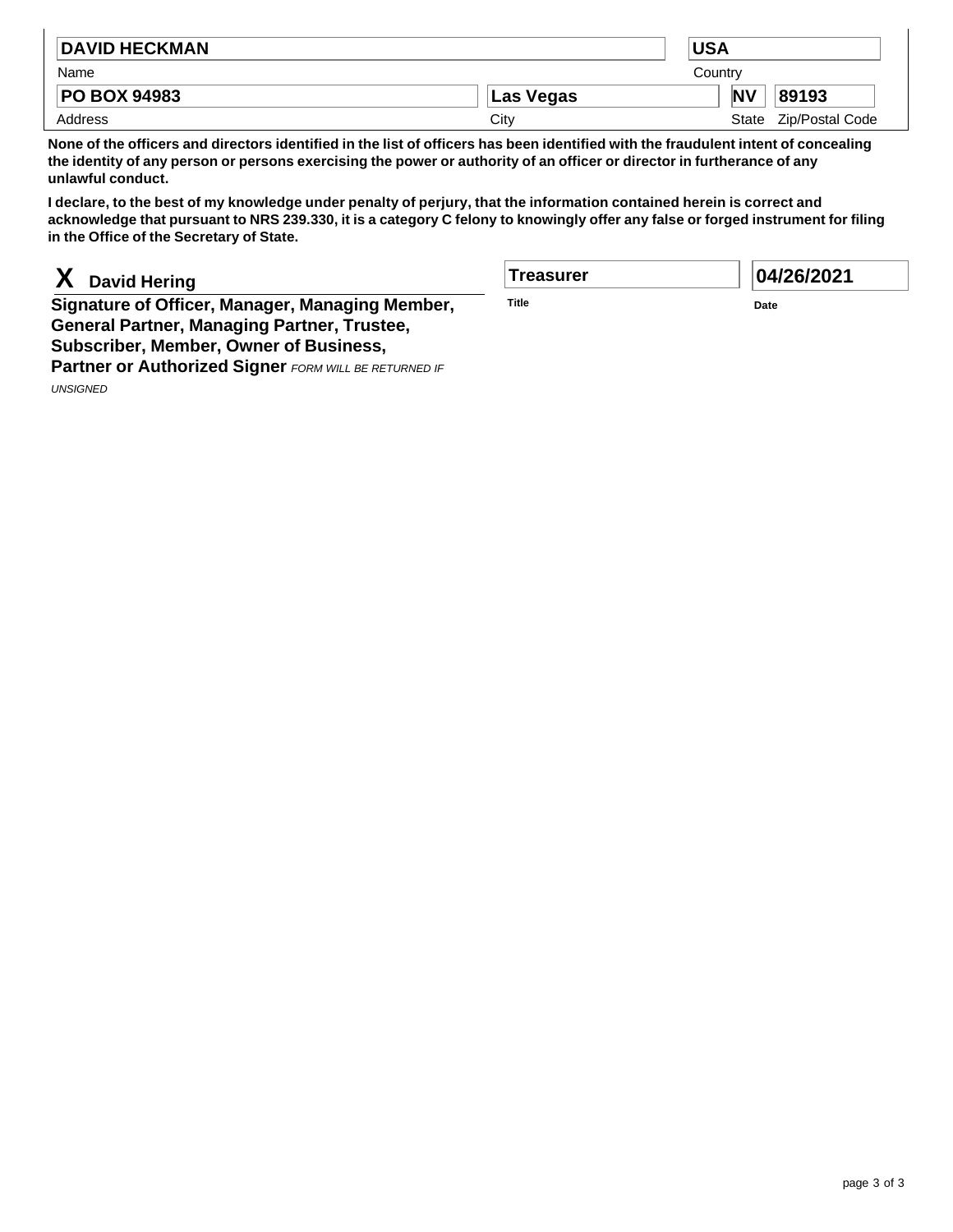| DAVID HECKMAN | | USA | |
|---|---|---|---|
| Name | | Country | |
| PO BOX 94983 | Las Vegas | NV | 89193 |
| Address | City | State | Zip/Postal Code |

**None of the officers and directors identified in the list of officers has been identified with the fraudulent intent of concealing the identity of any person or persons exercising the power or authority of an officer or director in furtherance of any unlawful conduct.**

**I declare, to the best of my knowledge under penalty of perjury, that the information contained herein is correct and acknowledge that pursuant to NRS 239.330, it is a category C felony to knowingly offer any false or forged instrument for filing in the Office of the Secretary of State.**

| X David Hering | Treasurer | 04/26/2021 |
|---|---|---|
| **Signature of Officer, Manager, Managing Member, General Partner, Managing Partner, Trustee, Subscriber, Member, Owner of Business, Partner or Authorized Signer** *FORM WILL BE RETURNED IF UNSIGNED* | **Title** | **Date** |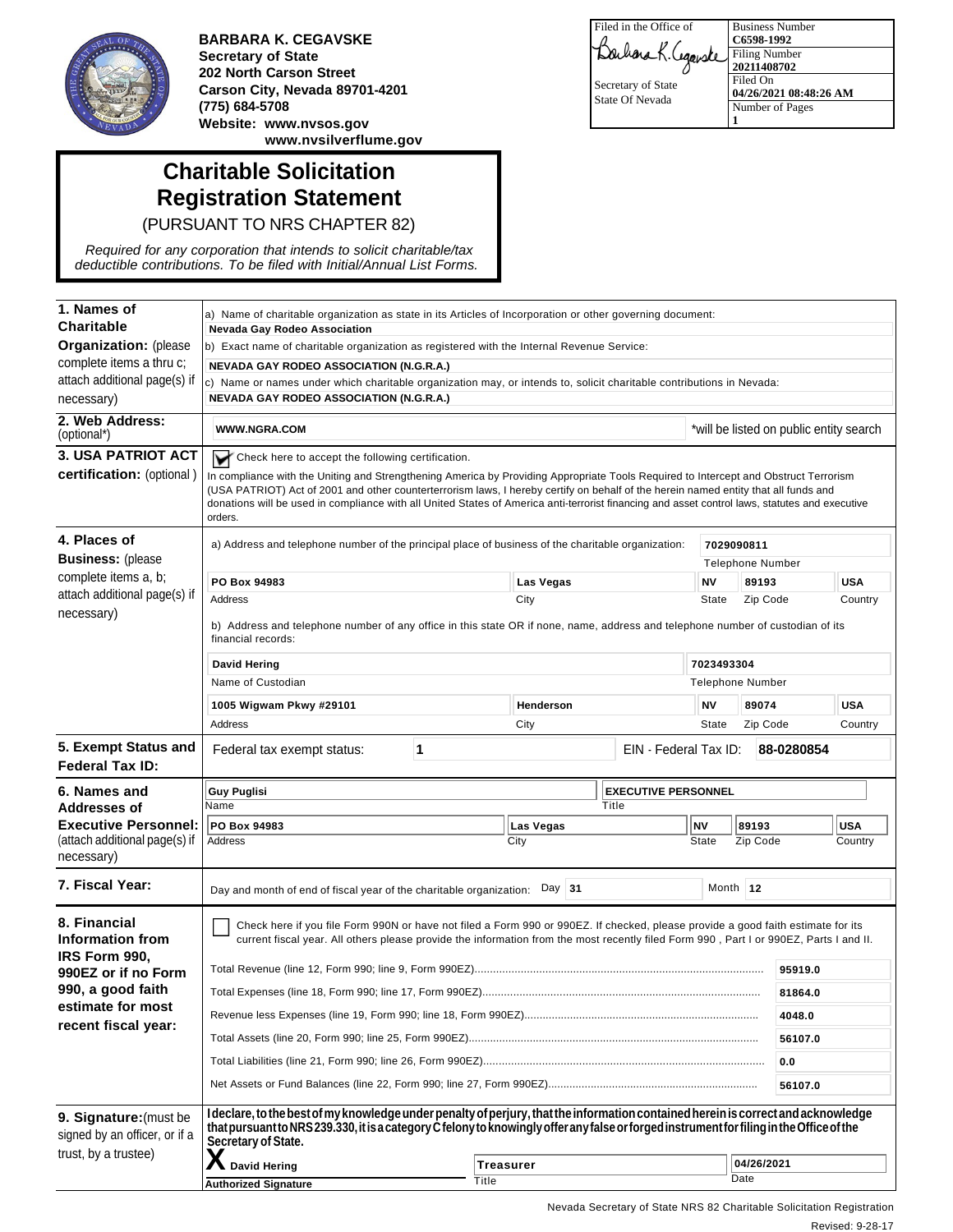**BARBARA K. CEGAVSKE**
**Secretary of State**
**202 North Carson Street**
**Carson City, Nevada 89701-4201**
**(775) 684-5708**
**Website: www.nvsos.gov**
**www.nvsilverflume.gov**

| Filed in the Office of | Business Number C6598-1992 |
|---|---|
| Barbara K. Cegavske | Filing Number 20211408702 |
| Secretary of State State Of Nevada | Filed On 04/26/2021 08:48:26 AM |
| | Number of Pages 1 |

# Charitable Solicitation Registration Statement

(PURSUANT TO NRS CHAPTER 82)

*Required for any corporation that intends to solicit charitable/tax deductible contributions. To be filed with Initial/Annual List Forms.*

**1. Names of Charitable Organization:** (please complete items a thru c; attach additional page(s) if necessary)

a) Name of charitable organization as state in its Articles of Incorporation or other governing document:
**Nevada Gay Rodeo Association**

b) Exact name of charitable organization as registered with the Internal Revenue Service:
**NEVADA GAY RODEO ASSOCIATION (N.G.R.A.)**

c) Name or names under which charitable organization may, or intends to, solicit charitable contributions in Nevada:
**NEVADA GAY RODEO ASSOCIATION (N.G.R.A.)**

**2. Web Address:** (optional*)
**WWW.NGRA.COM** *will be listed on public entity search

**3. USA PATRIOT ACT certification:** (optional)

☑ Check here to accept the following certification.

In compliance with the Uniting and Strengthening America by Providing Appropriate Tools Required to Intercept and Obstruct Terrorism (USA PATRIOT) Act of 2001 and other counterterrorism laws, I hereby certify on behalf of the herein named entity that all funds and donations will be used in compliance with all United States of America anti-terrorist financing and asset control laws, statutes and executive orders.

**4. Places of Business:** (please complete items a, b; attach additional page(s) if necessary)

a) Address and telephone number of the principal place of business of the charitable organization:

| Address | City | State | Zip Code | Country | Telephone Number |
|---|---|---|---|---|---|
| PO Box 94983 | Las Vegas | NV | 89193 | USA | 7029090811 |

b) Address and telephone number of any office in this state OR if none, name, address and telephone number of custodian of its financial records:

| Name of Custodian | Address | City | State | Zip Code | Country | Telephone Number |
|---|---|---|---|---|---|---|
| David Hering | 1005 Wigwam Pkwy #29101 | Henderson | NV | 89074 | USA | 7023493304 |

**5. Exempt Status and Federal Tax ID:**

Federal tax exempt status: **1** EIN - Federal Tax ID: **88-0280854**

**6. Names and Addresses of Executive Personnel:** (attach additional page(s) if necessary)

| Name | Title | Address | City | State | Zip Code | Country |
|---|---|---|---|---|---|---|
| Guy Puglisi | EXECUTIVE PERSONNEL | PO Box 94983 | Las Vegas | NV | 89193 | USA |

**7. Fiscal Year:**

Day and month of end of fiscal year of the charitable organization: Day **31** Month **12**

**8. Financial Information from IRS Form 990, 990EZ or if no Form 990, a good faith estimate for most recent fiscal year:**

☐ Check here if you file Form 990N or have not filed a Form 990 or 990EZ. If checked, please provide a good faith estimate for its current fiscal year. All others please provide the information from the most recently filed Form 990 , Part I or 990EZ, Parts I and II.

| | |
|---|---|
| Total Revenue (line 12, Form 990; line 9, Form 990EZ) | 95919.0 |
| Total Expenses (line 18, Form 990; line 17, Form 990EZ) | 81864.0 |
| Revenue less Expenses (line 19, Form 990; line 18, Form 990EZ) | 4048.0 |
| Total Assets (line 20, Form 990; line 25, Form 990EZ) | 56107.0 |
| Total Liabilities (line 21, Form 990; line 26, Form 990EZ) | 0.0 |
| Net Assets or Fund Balances (line 22, Form 990; line 27, Form 990EZ) | 56107.0 |

**9. Signature:** (must be signed by an officer, or if a trust, by a trustee)

**I declare, to the best of my knowledge under penalty of perjury, that the information contained herein is correct and acknowledge that pursuant to NRS 239.330, it is a category C felony to knowingly offer any false or forged instrument for filing in the Office of the Secretary of State.**

| Authorized Signature | Title | Date |
|---|---|---|
| X David Hering | Treasurer | 04/26/2021 |

Nevada Secretary of State NRS 82 Charitable Solicitation Registration
Revised: 9-28-17